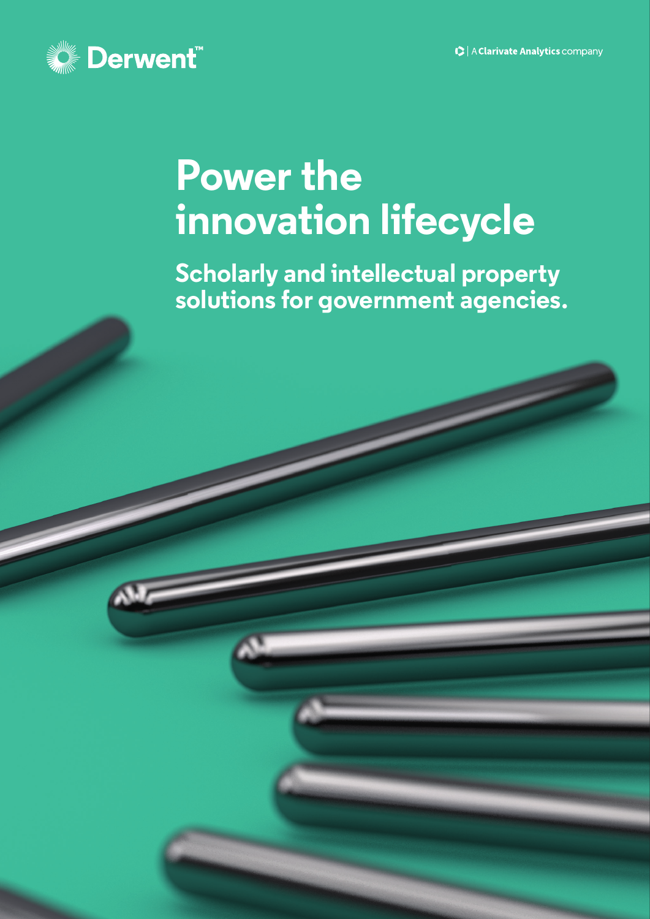Derwent™

A Clarivate Analytics company

# Power the innovation lifecycle

## Scholarly and intellectual property solutions for government agencies.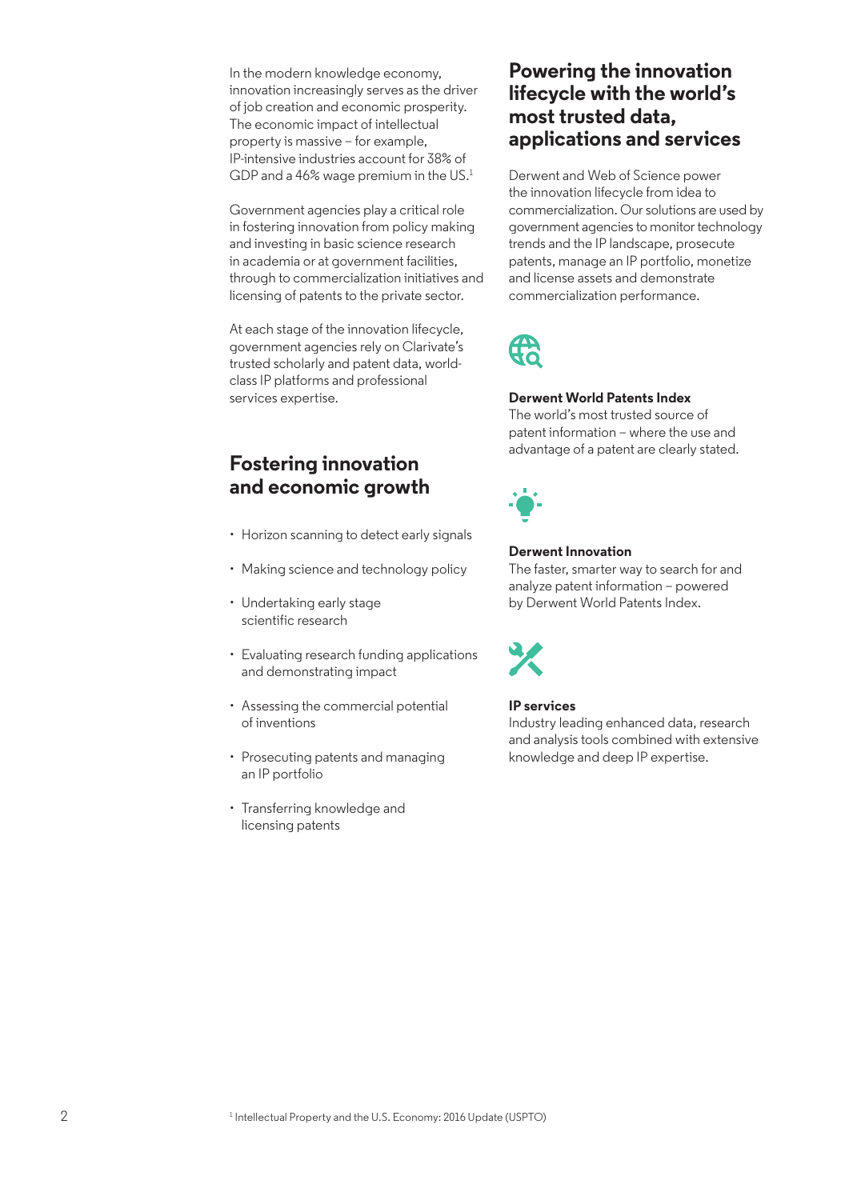In the modern knowledge economy, innovation increasingly serves as the driver of job creation and economic prosperity. The economic impact of intellectual property is massive – for example, IP-intensive industries account for 38% of GDP and a 46% wage premium in the US.[1]

Government agencies play a critical role in fostering innovation from policy making and investing in basic science research in academia or at government facilities, through to commercialization initiatives and licensing of patents to the private sector.

At each stage of the innovation lifecycle, government agencies rely on Clarivate's trusted scholarly and patent data, world-class IP platforms and professional services expertise.

## Fostering innovation and economic growth

- Horizon scanning to detect early signals
- Making science and technology policy
- Undertaking early stage scientific research
- Evaluating research funding applications and demonstrating impact
- Assessing the commercial potential of inventions
- Prosecuting patents and managing an IP portfolio
- Transferring knowledge and licensing patents

## Powering the innovation lifecycle with the world's most trusted data, applications and services

Derwent and Web of Science power the innovation lifecycle from idea to commercialization. Our solutions are used by government agencies to monitor technology trends and the IP landscape, prosecute patents, manage an IP portfolio, monetize and license assets and demonstrate commercialization performance.

**Derwent World Patents Index**
The world's most trusted source of patent information – where the use and advantage of a patent are clearly stated.

**Derwent Innovation**
The faster, smarter way to search for and analyze patent information – powered by Derwent World Patents Index.

**IP services**
Industry leading enhanced data, research and analysis tools combined with extensive knowledge and deep IP expertise.

[1] Intellectual Property and the U.S. Economy: 2016 Update (USPTO)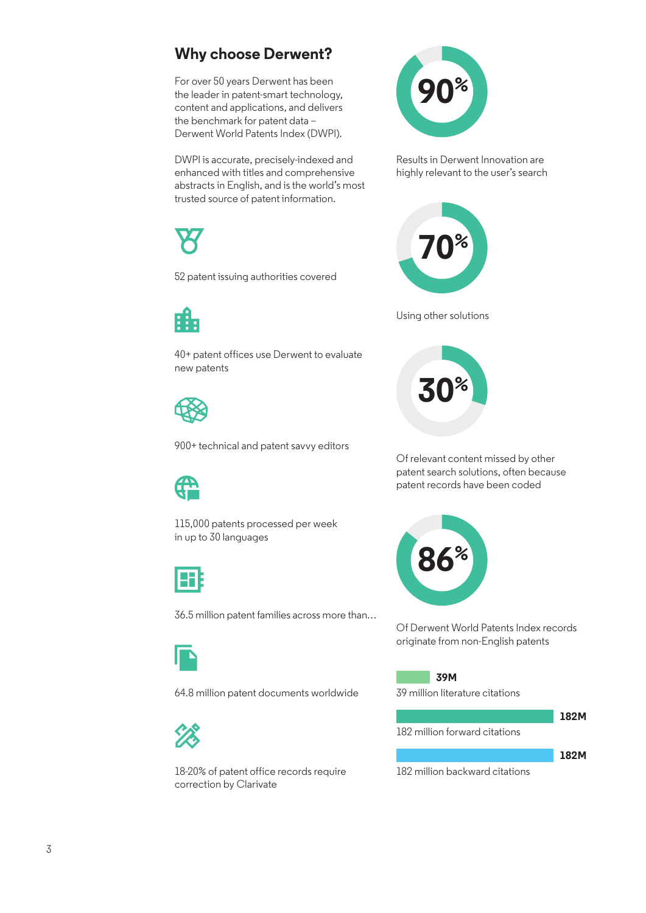## Why choose Derwent?

For over 50 years Derwent has been the leader in patent-smart technology, content and applications, and delivers the benchmark for patent data – Derwent World Patents Index (DWPI).

DWPI is accurate, precisely-indexed and enhanced with titles and comprehensive abstracts in English, and is the world's most trusted source of patent information.

52 patent issuing authorities covered

40+ patent offices use Derwent to evaluate new patents

900+ technical and patent savvy editors

115,000 patents processed per week in up to 30 languages

36.5 million patent families across more than…

64.8 million patent documents worldwide

18-20% of patent office records require correction by Clarivate

**90%**

Results in Derwent Innovation are highly relevant to the user's search

**70%**

Using other solutions

**30%**

Of relevant content missed by other patent search solutions, often because patent records have been coded

**86%**

Of Derwent World Patents Index records originate from non-English patents

**39M**

39 million literature citations

**182M**

182 million forward citations

**182M**

182 million backward citations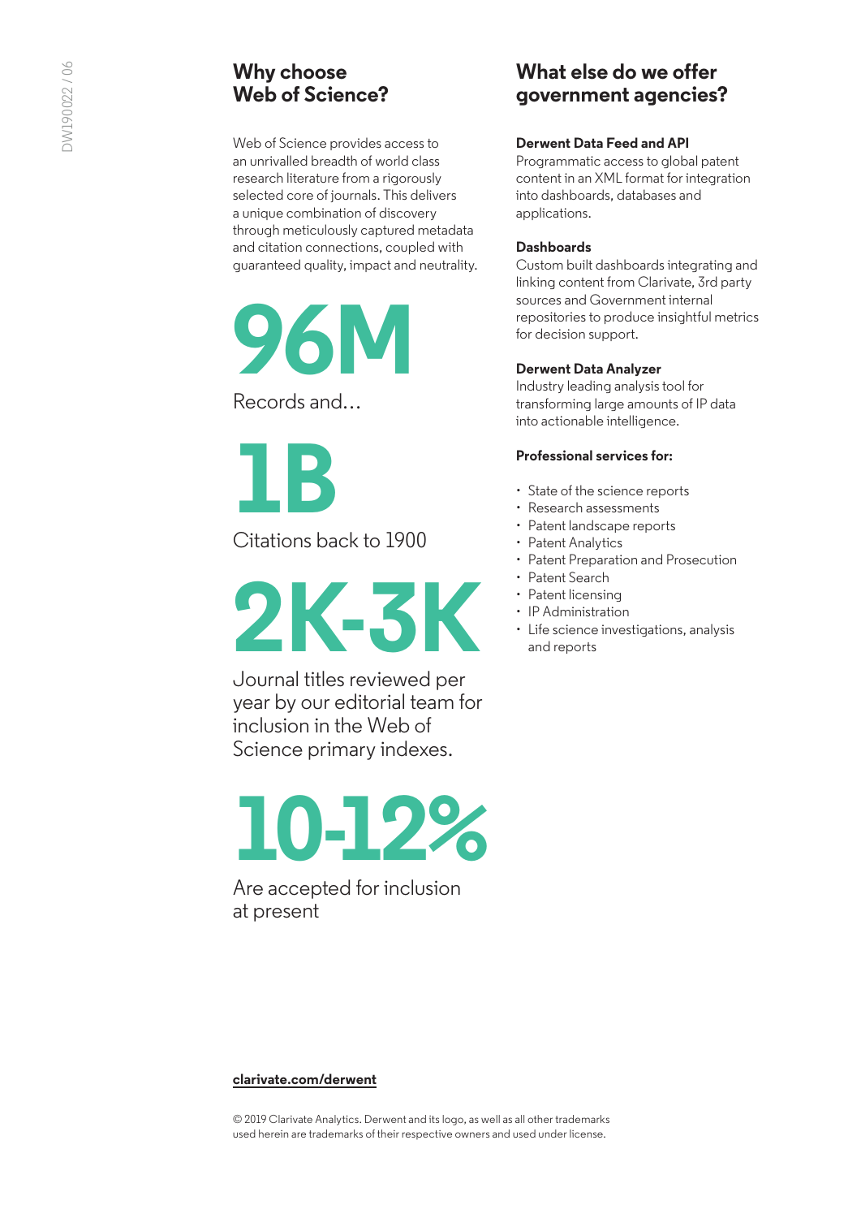## Why choose Web of Science?

Web of Science provides access to an unrivalled breadth of world class research literature from a rigorously selected core of journals. This delivers a unique combination of discovery through meticulously captured metadata and citation connections, coupled with guaranteed quality, impact and neutrality.

**96M**

Records and…

**1B**

Citations back to 1900

**2K-3K**

Journal titles reviewed per year by our editorial team for inclusion in the Web of Science primary indexes.

**10-12%**

Are accepted for inclusion at present

## What else do we offer government agencies?

**Derwent Data Feed and API**
Programmatic access to global patent content in an XML format for integration into dashboards, databases and applications.

**Dashboards**
Custom built dashboards integrating and linking content from Clarivate, 3rd party sources and Government internal repositories to produce insightful metrics for decision support.

**Derwent Data Analyzer**
Industry leading analysis tool for transforming large amounts of IP data into actionable intelligence.

**Professional services for:**

- State of the science reports
- Research assessments
- Patent landscape reports
- Patent Analytics
- Patent Preparation and Prosecution
- Patent Search
- Patent licensing
- IP Administration
- Life science investigations, analysis and reports

**clarivate.com/derwent**

© 2019 Clarivate Analytics. Derwent and its logo, as well as all other trademarks used herein are trademarks of their respective owners and used under license.

DW190022 / 06